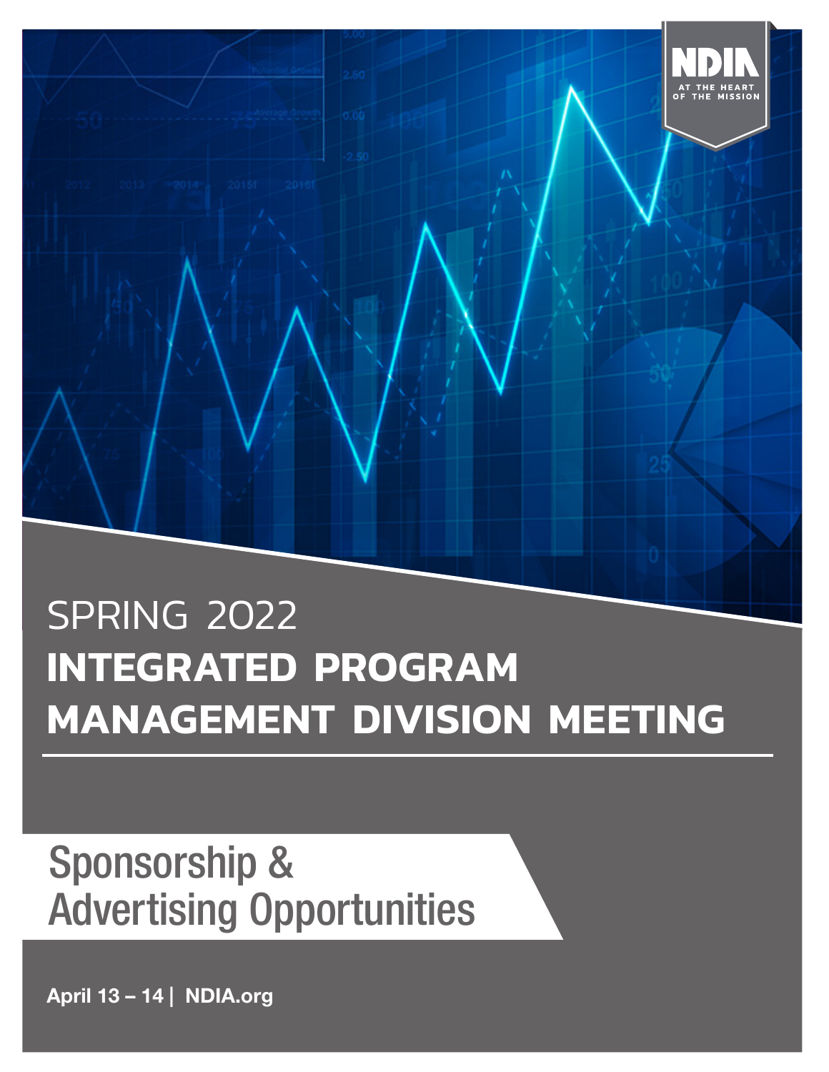NDIA

AT THE HEART OF THE MISSION

# SPRING 2022

# INTEGRATED PROGRAM MANAGEMENT DIVISION MEETING

## Sponsorship & Advertising Opportunities

**April 13 – 14 | NDIA.org**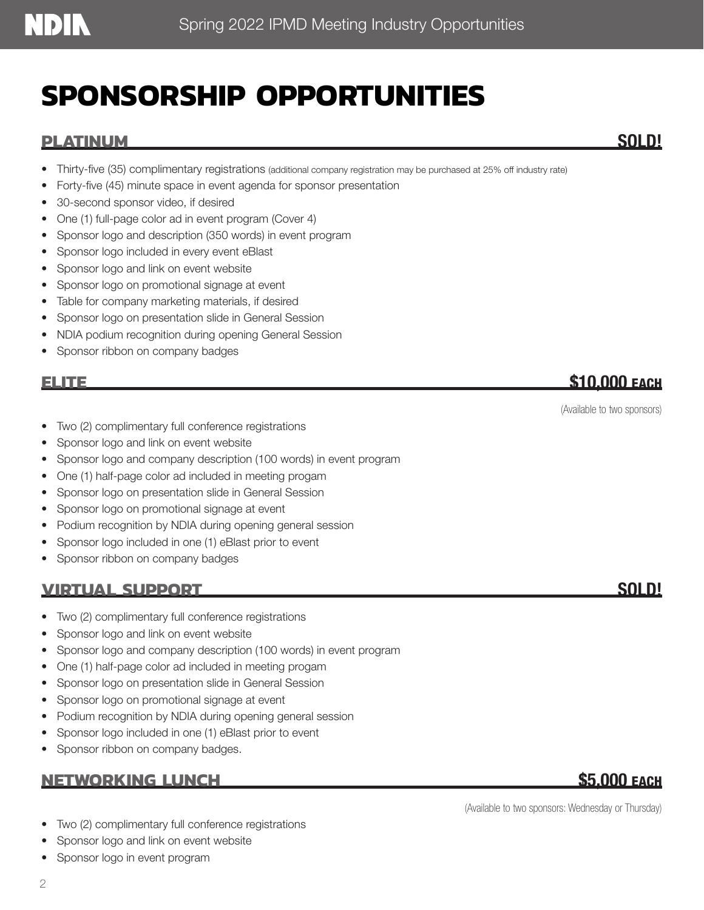// SPONSORSHIP OPPORTUNITIES

## SPONSORSHIP OPPORTUNITIES

### PLATINUM — SOLD!

- Thirty-five (35) complimentary registrations (additional company registration may be purchased at 25% off industry rate)
- Forty-five (45) minute space in event agenda for sponsor presentation
- 30-second sponsor video, if desired
- One (1) full-page color ad in event program (Cover 4)
- Sponsor logo and description (350 words) in event program
- Sponsor logo included in every event eBlast
- Sponsor logo and link on event website
- Sponsor logo on promotional signage at event
- Table for company marketing materials, if desired
- Sponsor logo on presentation slide in General Session
- NDIA podium recognition during opening General Session
- Sponsor ribbon on company badges

### ELITE — $10,000 EACH

(Available to two sponsors)

- Two (2) complimentary full conference registrations
- Sponsor logo and link on event website
- Sponsor logo and company description (100 words) in event program
- One (1) half-page color ad included in meeting progam
- Sponsor logo on presentation slide in General Session
- Sponsor logo on promotional signage at event
- Podium recognition by NDIA during opening general session
- Sponsor logo included in one (1) eBlast prior to event
- Sponsor ribbon on company badges

### VIRTUAL SUPPORT — SOLD!

- Two (2) complimentary full conference registrations
- Sponsor logo and link on event website
- Sponsor logo and company description (100 words) in event program
- One (1) half-page color ad included in meeting progam
- Sponsor logo on presentation slide in General Session
- Sponsor logo on promotional signage at event
- Podium recognition by NDIA during opening general session
- Sponsor logo included in one (1) eBlast prior to event
- Sponsor ribbon on company badges.

### NETWORKING LUNCH — $5,000 EACH

(Available to two sponsors: Wednesday or Thursday)

- Two (2) complimentary full conference registrations
- Sponsor logo and link on event website
- Sponsor logo in event program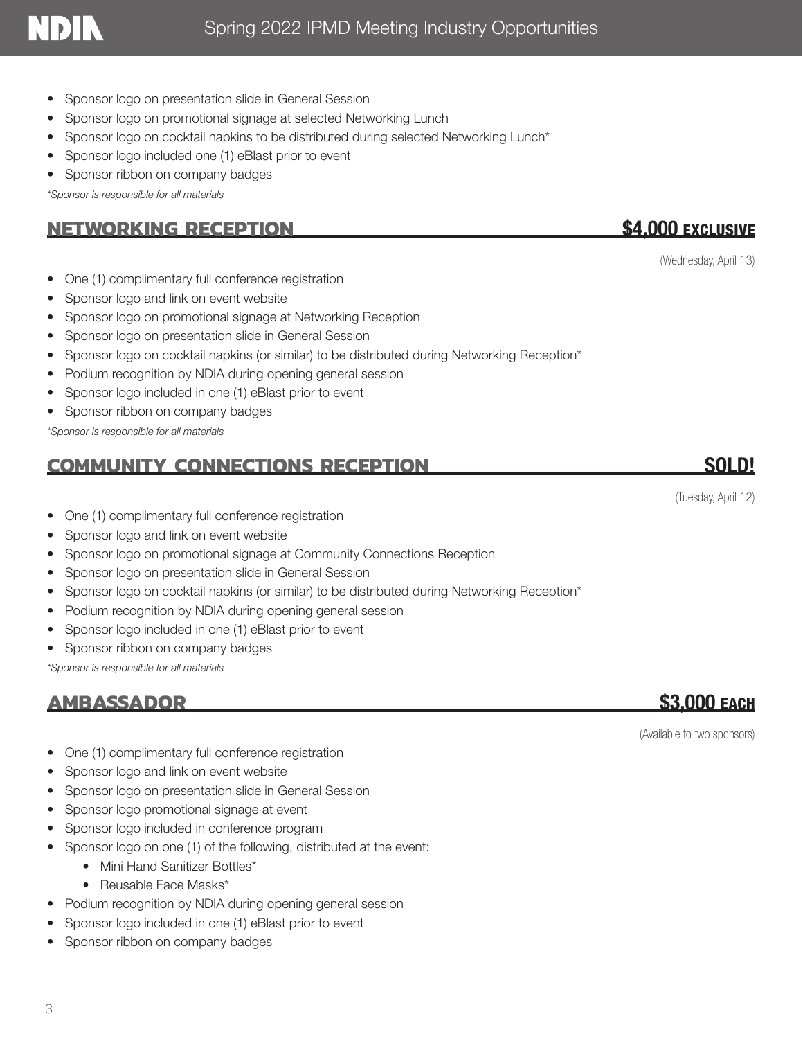- Sponsor logo on presentation slide in General Session
- Sponsor logo on promotional signage at selected Networking Lunch
- Sponsor logo on cocktail napkins to be distributed during selected Networking Lunch*
- Sponsor logo included one (1) eBlast prior to event
- Sponsor ribbon on company badges

*\*Sponsor is responsible for all materials*

## NETWORKING RECEPTION — $4,000 EXCLUSIVE

(Wednesday, April 13)

- One (1) complimentary full conference registration
- Sponsor logo and link on event website
- Sponsor logo on promotional signage at Networking Reception
- Sponsor logo on presentation slide in General Session
- Sponsor logo on cocktail napkins (or similar) to be distributed during Networking Reception*
- Podium recognition by NDIA during opening general session
- Sponsor logo included in one (1) eBlast prior to event
- Sponsor ribbon on company badges

*\*Sponsor is responsible for all materials*

## COMMUNITY CONNECTIONS RECEPTION — SOLD!

(Tuesday, April 12)

- One (1) complimentary full conference registration
- Sponsor logo and link on event website
- Sponsor logo on promotional signage at Community Connections Reception
- Sponsor logo on presentation slide in General Session
- Sponsor logo on cocktail napkins (or similar) to be distributed during Networking Reception*
- Podium recognition by NDIA during opening general session
- Sponsor logo included in one (1) eBlast prior to event
- Sponsor ribbon on company badges

*\*Sponsor is responsible for all materials*

## AMBASSADOR — $3,000 EACH

(Available to two sponsors)

- One (1) complimentary full conference registration
- Sponsor logo and link on event website
- Sponsor logo on presentation slide in General Session
- Sponsor logo promotional signage at event
- Sponsor logo included in conference program
- Sponsor logo on one (1) of the following, distributed at the event:
  - Mini Hand Sanitizer Bottles*
  - Reusable Face Masks*
- Podium recognition by NDIA during opening general session
- Sponsor logo included in one (1) eBlast prior to event
- Sponsor ribbon on company badges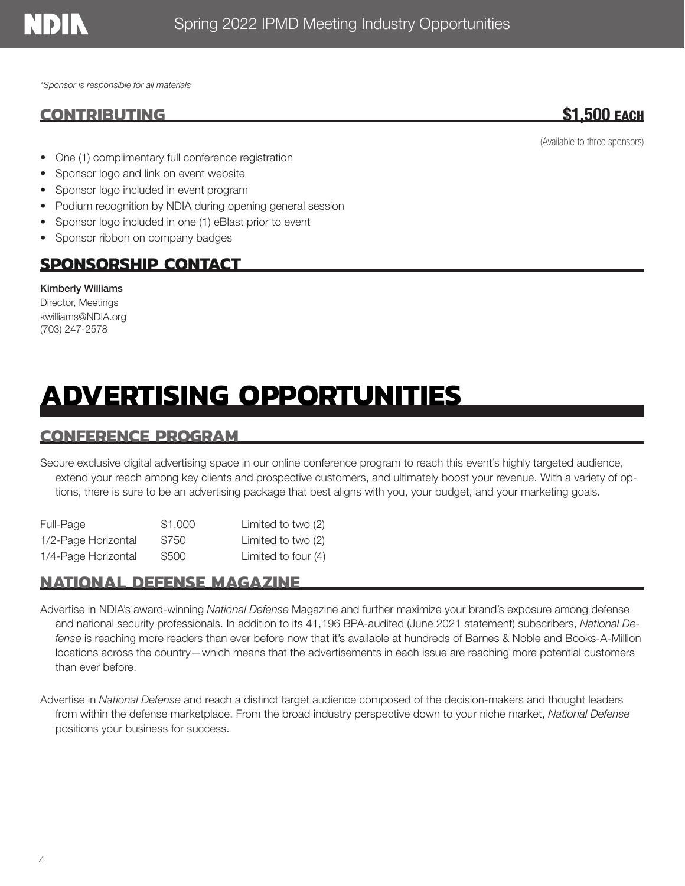*Sponsor is responsible for all materials

## CONTRIBUTING — $1,500 EACH

(Available to three sponsors)

- One (1) complimentary full conference registration
- Sponsor logo and link on event website
- Sponsor logo included in event program
- Podium recognition by NDIA during opening general session
- Sponsor logo included in one (1) eBlast prior to event
- Sponsor ribbon on company badges

## SPONSORSHIP CONTACT

**Kimberly Williams**
Director, Meetings
kwilliams@NDIA.org
(703) 247-2578

# ADVERTISING OPPORTUNITIES

## CONFERENCE PROGRAM

Secure exclusive digital advertising space in our online conference program to reach this event's highly targeted audience, extend your reach among key clients and prospective customers, and ultimately boost your revenue. With a variety of options, there is sure to be an advertising package that best aligns with you, your budget, and your marketing goals.

| | | |
|---|---|---|
| Full-Page | $1,000 | Limited to two (2) |
| 1/2-Page Horizontal | $750 | Limited to two (2) |
| 1/4-Page Horizontal | $500 | Limited to four (4) |

## NATIONAL DEFENSE MAGAZINE

Advertise in NDIA's award-winning *National Defense* Magazine and further maximize your brand's exposure among defense and national security professionals. In addition to its 41,196 BPA-audited (June 2021 statement) subscribers, *National Defense* is reaching more readers than ever before now that it's available at hundreds of Barnes & Noble and Books-A-Million locations across the country—which means that the advertisements in each issue are reaching more potential customers than ever before.

Advertise in *National Defense* and reach a distinct target audience composed of the decision-makers and thought leaders from within the defense marketplace. From the broad industry perspective down to your niche market, *National Defense* positions your business for success.